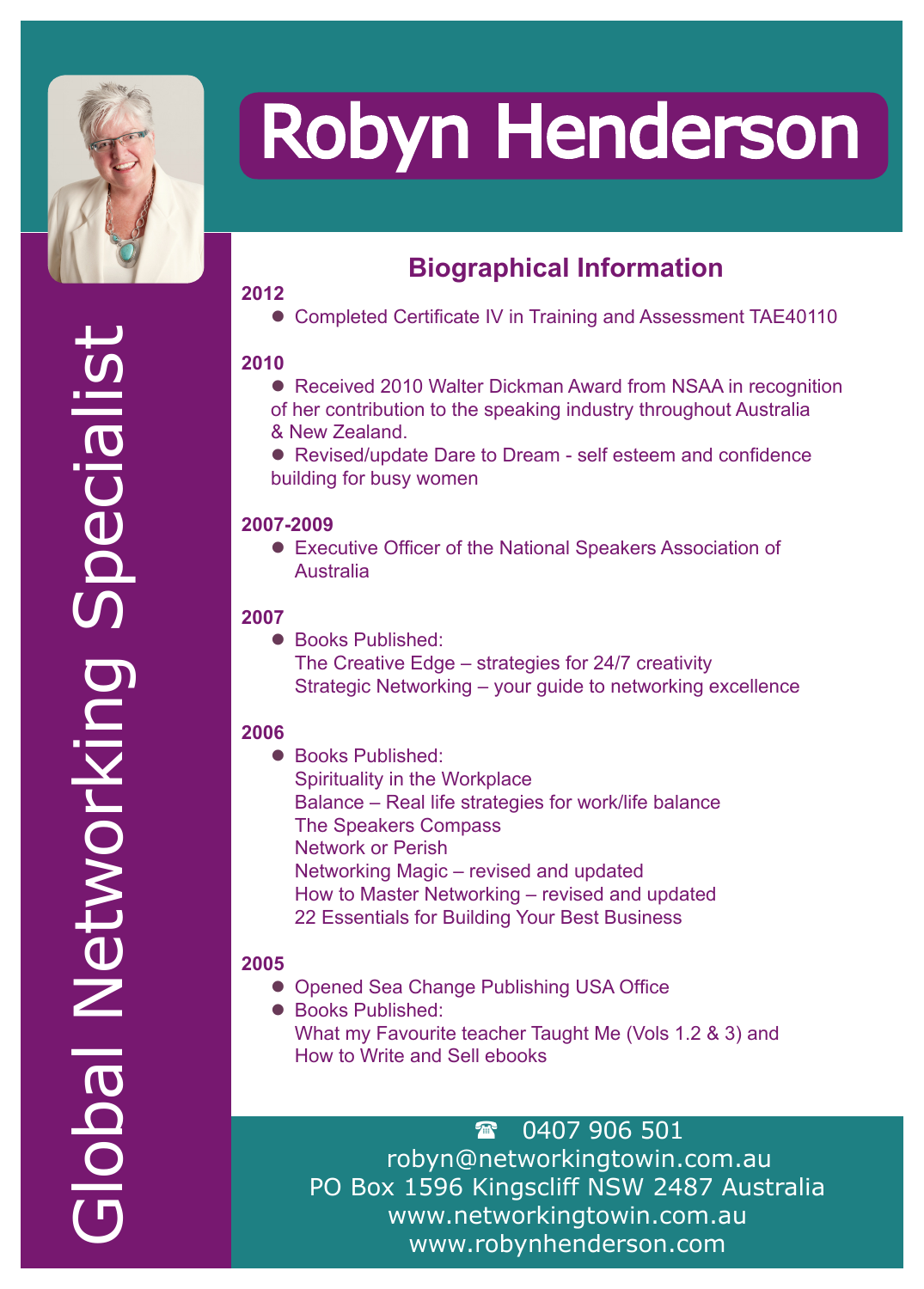# Robyn Henderson

Global Networking Specialist

## Biographical Information

**2012**

- Completed Certificate IV in Training and Assessment TAE40110

**2010**

- Received 2010 Walter Dickman Award from NSAA in recognition of her contribution to the speaking industry throughout Australia & New Zealand.
- Revised/update Dare to Dream - self esteem and confidence building for busy women

**2007-2009**

- Executive Officer of the National Speakers Association of Australia

**2007**

- Books Published:
  The Creative Edge – strategies for 24/7 creativity
  Strategic Networking – your guide to networking excellence

**2006**

- Books Published:
  Spirituality in the Workplace
  Balance – Real life strategies for work/life balance
  The Speakers Compass
  Network or Perish
  Networking Magic – revised and updated
  How to Master Networking – revised and updated
  22 Essentials for Building Your Best Business

**2005**

- Opened Sea Change Publishing USA Office
- Books Published:
  What my Favourite teacher Taught Me (Vols 1.2 & 3) and
  How to Write and Sell ebooks

☎ 0407 906 501
robyn@networkingtowin.com.au
PO Box 1596 Kingscliff NSW 2487 Australia
www.networkingtowin.com.au
www.robynhenderson.com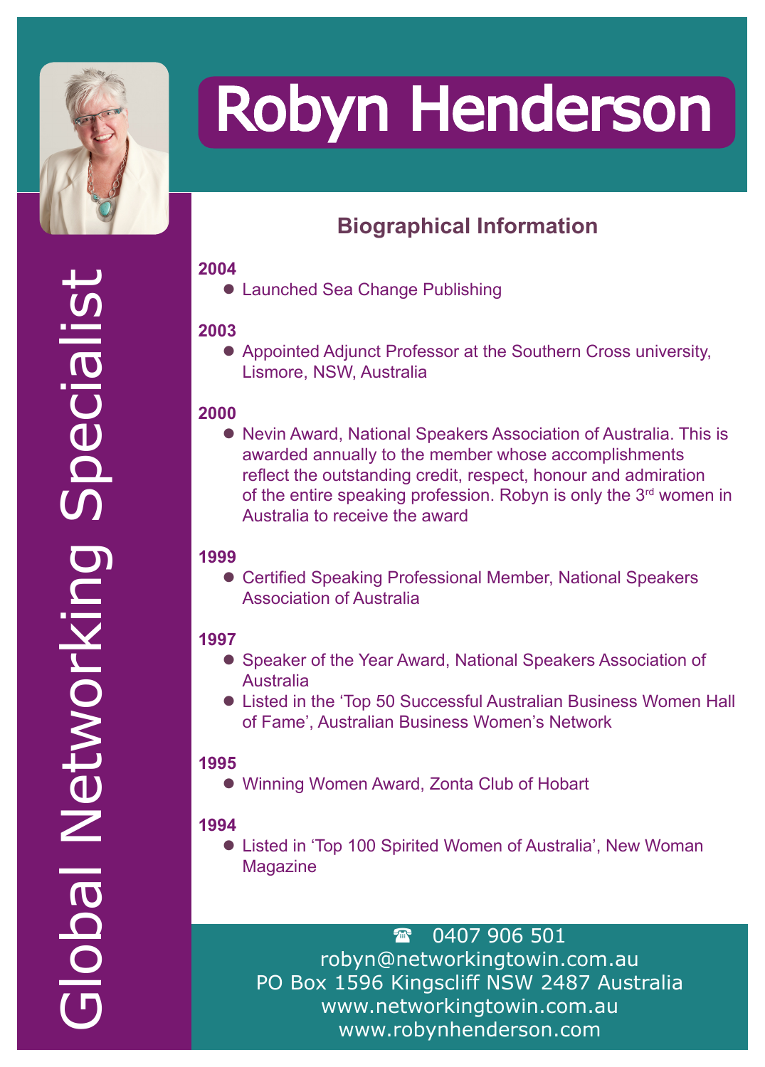# Robyn Henderson

Global Networking Specialist

## Biographical Information

**2004**

- Launched Sea Change Publishing

**2003**

- Appointed Adjunct Professor at the Southern Cross university, Lismore, NSW, Australia

**2000**

- Nevin Award, National Speakers Association of Australia. This is awarded annually to the member whose accomplishments reflect the outstanding credit, respect, honour and admiration of the entire speaking profession. Robyn is only the 3rd women in Australia to receive the award

**1999**

- Certified Speaking Professional Member, National Speakers Association of Australia

**1997**

- Speaker of the Year Award, National Speakers Association of Australia
- Listed in the 'Top 50 Successful Australian Business Women Hall of Fame', Australian Business Women's Network

**1995**

- Winning Women Award, Zonta Club of Hobart

**1994**

- Listed in 'Top 100 Spirited Women of Australia', New Woman Magazine

☎ 0407 906 501
robyn@networkingtowin.com.au
PO Box 1596 Kingscliff NSW 2487 Australia
www.networkingtowin.com.au
www.robynhenderson.com